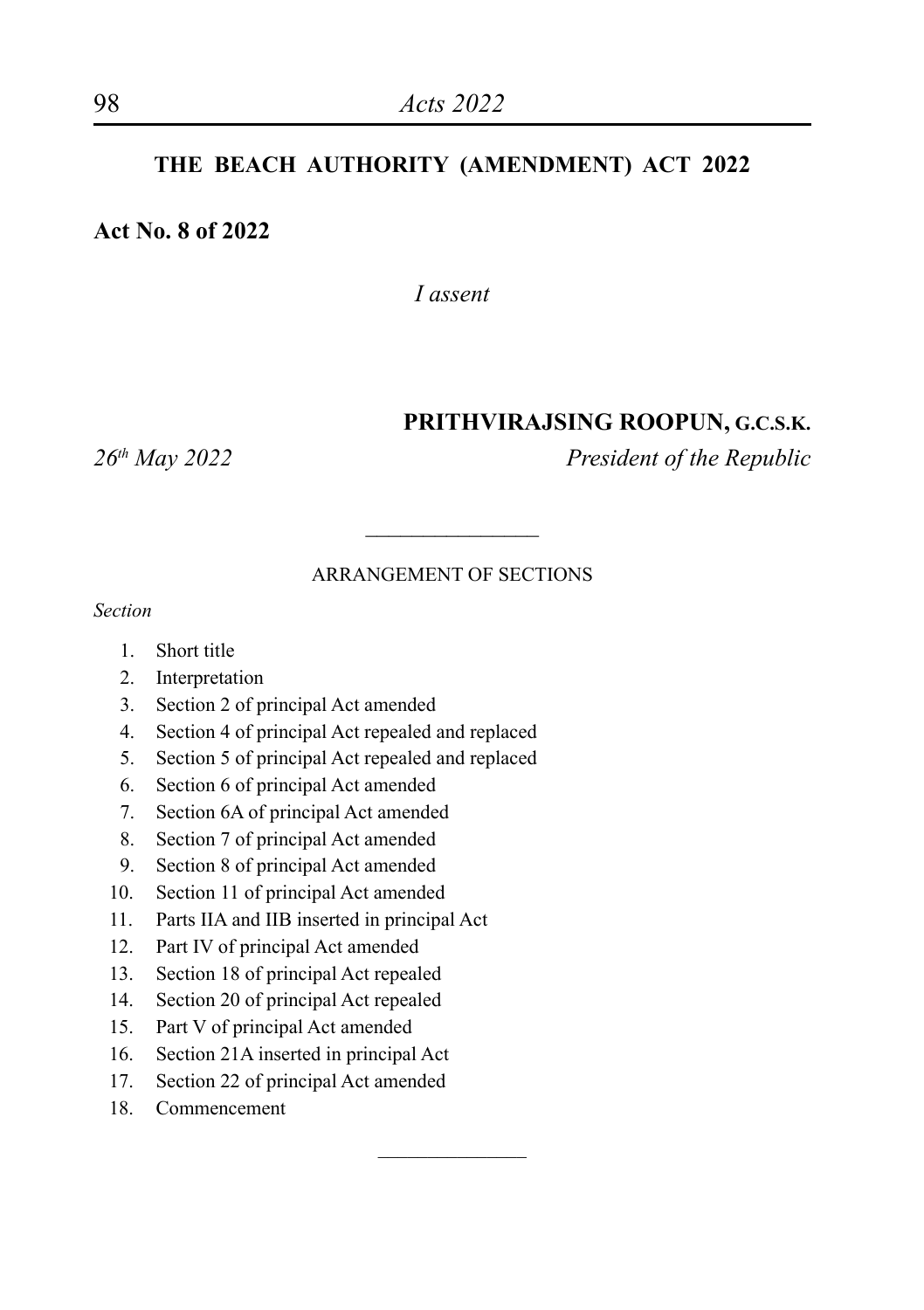# THE BEACH AUTHORITY (AMENDMENT) ACT 2022

**Act No. 8 of 2022**

*I assent*

**PRITHVIRAJSING ROOPUN, G.C.S.K.**

*26th May 2022* *President of the Republic*

---

ARRANGEMENT OF SECTIONS

*Section*

1. Short title
2. Interpretation
3. Section 2 of principal Act amended
4. Section 4 of principal Act repealed and replaced
5. Section 5 of principal Act repealed and replaced
6. Section 6 of principal Act amended
7. Section 6A of principal Act amended
8. Section 7 of principal Act amended
9. Section 8 of principal Act amended
10. Section 11 of principal Act amended
11. Parts IIA and IIB inserted in principal Act
12. Part IV of principal Act amended
13. Section 18 of principal Act repealed
14. Section 20 of principal Act repealed
15. Part V of principal Act amended
16. Section 21A inserted in principal Act
17. Section 22 of principal Act amended
18. Commencement

---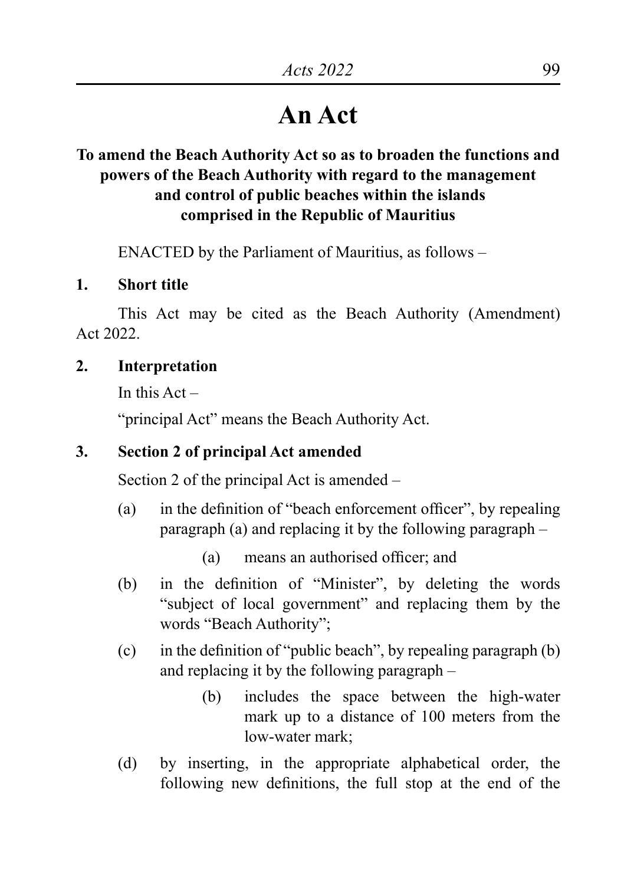# An Act

**To amend the Beach Authority Act so as to broaden the functions and powers of the Beach Authority with regard to the management and control of public beaches within the islands comprised in the Republic of Mauritius**

ENACTED by the Parliament of Mauritius, as follows –

**1. Short title**

This Act may be cited as the Beach Authority (Amendment) Act 2022.

**2. Interpretation**

In this Act –

"principal Act" means the Beach Authority Act.

**3. Section 2 of principal Act amended**

Section 2 of the principal Act is amended –

(a) in the definition of "beach enforcement officer", by repealing paragraph (a) and replacing it by the following paragraph –

> (a) means an authorised officer; and

(b) in the definition of "Minister", by deleting the words "subject of local government" and replacing them by the words "Beach Authority";

(c) in the definition of "public beach", by repealing paragraph (b) and replacing it by the following paragraph –

> (b) includes the space between the high-water mark up to a distance of 100 meters from the low-water mark;

(d) by inserting, in the appropriate alphabetical order, the following new definitions, the full stop at the end of the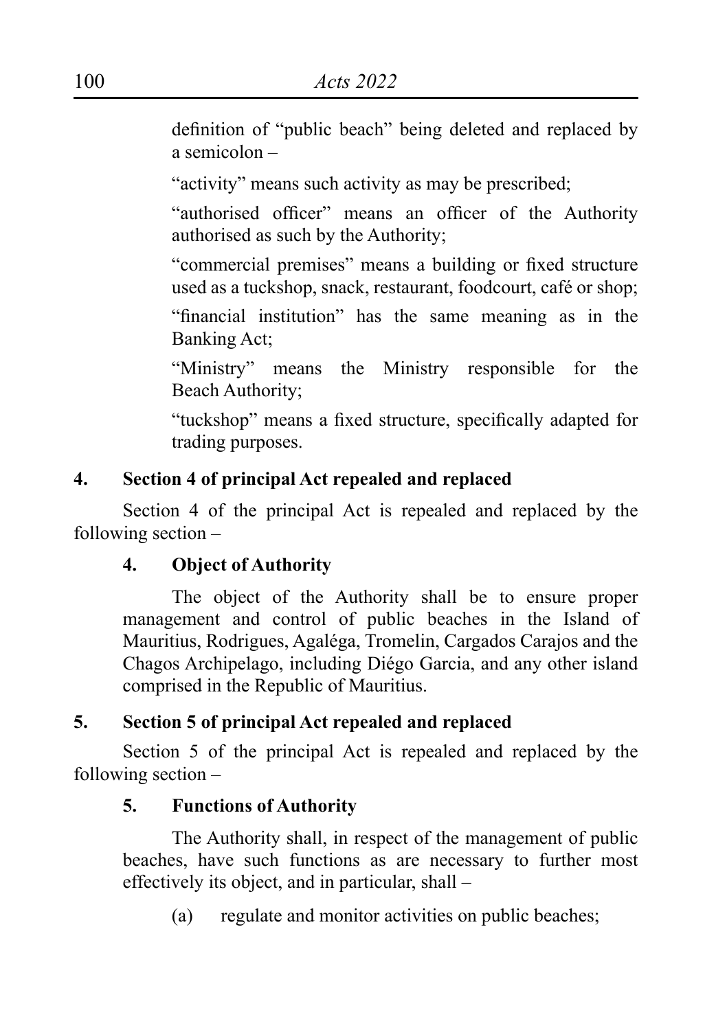definition of "public beach" being deleted and replaced by a semicolon –

"activity" means such activity as may be prescribed;

"authorised officer" means an officer of the Authority authorised as such by the Authority;

"commercial premises" means a building or fixed structure used as a tuckshop, snack, restaurant, foodcourt, café or shop;

"financial institution" has the same meaning as in the Banking Act;

"Ministry" means the Ministry responsible for the Beach Authority;

"tuckshop" means a fixed structure, specifically adapted for trading purposes.

**4. Section 4 of principal Act repealed and replaced**

Section 4 of the principal Act is repealed and replaced by the following section –

**4. Object of Authority**

The object of the Authority shall be to ensure proper management and control of public beaches in the Island of Mauritius, Rodrigues, Agaléga, Tromelin, Cargados Carajos and the Chagos Archipelago, including Diégo Garcia, and any other island comprised in the Republic of Mauritius.

**5. Section 5 of principal Act repealed and replaced**

Section 5 of the principal Act is repealed and replaced by the following section –

**5. Functions of Authority**

The Authority shall, in respect of the management of public beaches, have such functions as are necessary to further most effectively its object, and in particular, shall –

(a) regulate and monitor activities on public beaches;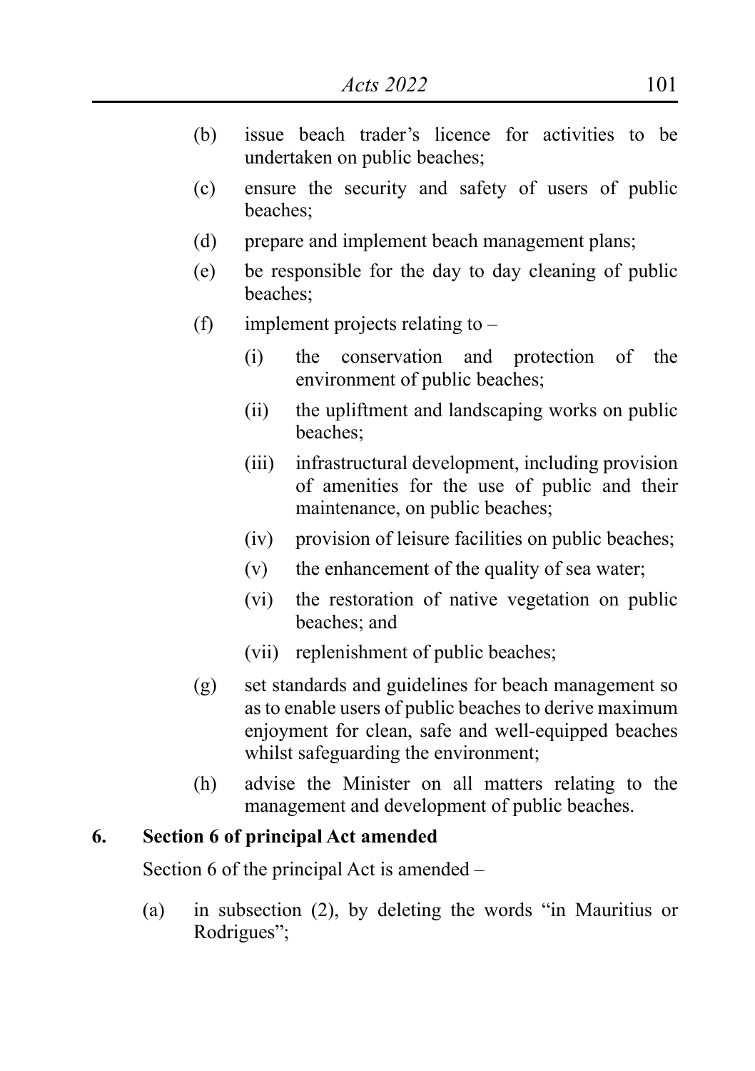(b) issue beach trader's licence for activities to be undertaken on public beaches;

(c) ensure the security and safety of users of public beaches;

(d) prepare and implement beach management plans;

(e) be responsible for the day to day cleaning of public beaches;

(f) implement projects relating to –

   (i) the conservation and protection of the environment of public beaches;

   (ii) the upliftment and landscaping works on public beaches;

   (iii) infrastructural development, including provision of amenities for the use of public and their maintenance, on public beaches;

   (iv) provision of leisure facilities on public beaches;

   (v) the enhancement of the quality of sea water;

   (vi) the restoration of native vegetation on public beaches; and

   (vii) replenishment of public beaches;

(g) set standards and guidelines for beach management so as to enable users of public beaches to derive maximum enjoyment for clean, safe and well-equipped beaches whilst safeguarding the environment;

(h) advise the Minister on all matters relating to the management and development of public beaches.

**6. Section 6 of principal Act amended**

Section 6 of the principal Act is amended –

(a) in subsection (2), by deleting the words "in Mauritius or Rodrigues";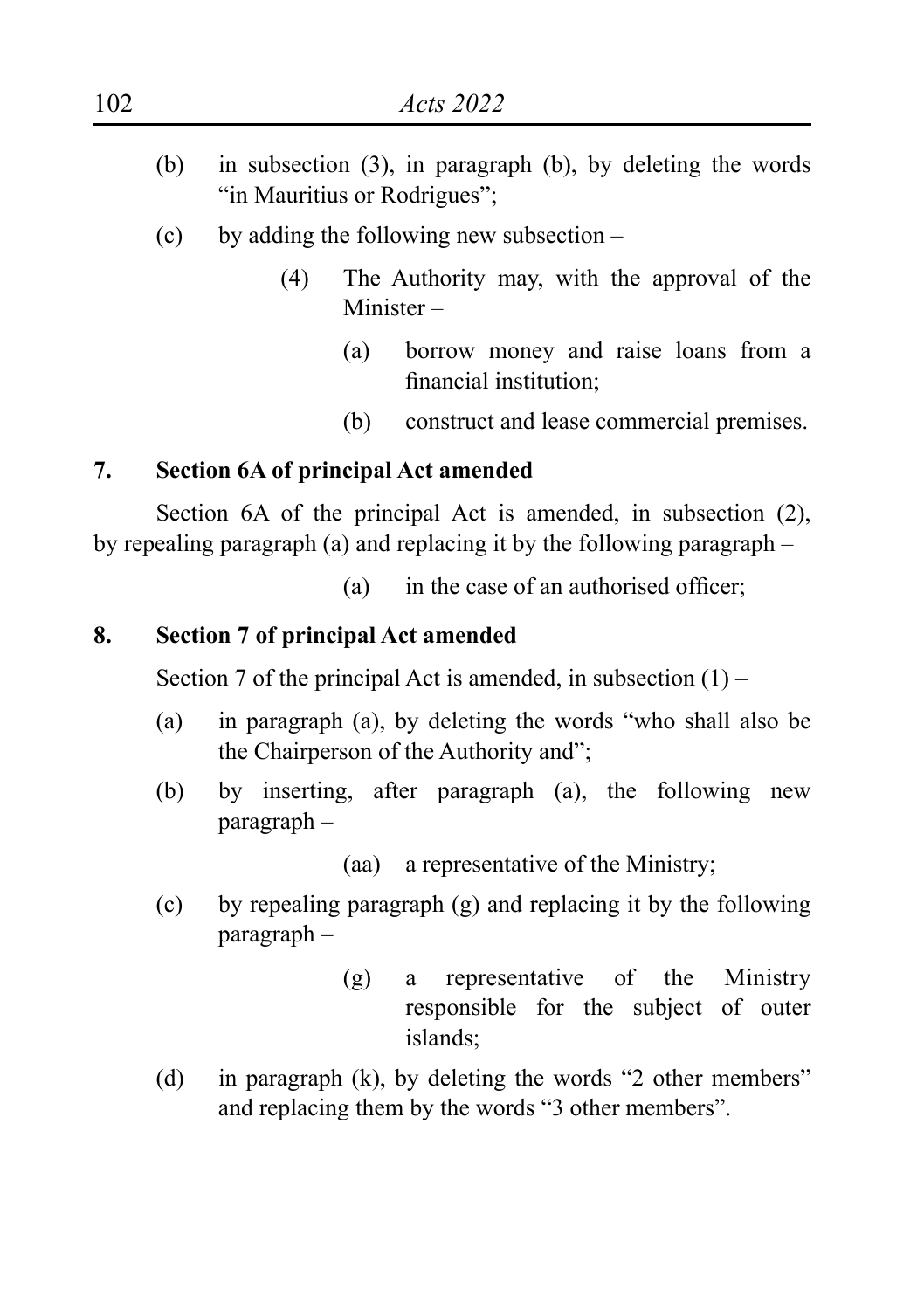(b) in subsection (3), in paragraph (b), by deleting the words "in Mauritius or Rodrigues";

(c) by adding the following new subsection –

> (4) The Authority may, with the approval of the Minister –
>
> > (a) borrow money and raise loans from a financial institution;
> >
> > (b) construct and lease commercial premises.

**7. Section 6A of principal Act amended**

Section 6A of the principal Act is amended, in subsection (2), by repealing paragraph (a) and replacing it by the following paragraph –

> (a) in the case of an authorised officer;

**8. Section 7 of principal Act amended**

Section 7 of the principal Act is amended, in subsection (1) –

(a) in paragraph (a), by deleting the words "who shall also be the Chairperson of the Authority and";

(b) by inserting, after paragraph (a), the following new paragraph –

> (aa) a representative of the Ministry;

(c) by repealing paragraph (g) and replacing it by the following paragraph –

> (g) a representative of the Ministry responsible for the subject of outer islands;

(d) in paragraph (k), by deleting the words "2 other members" and replacing them by the words "3 other members".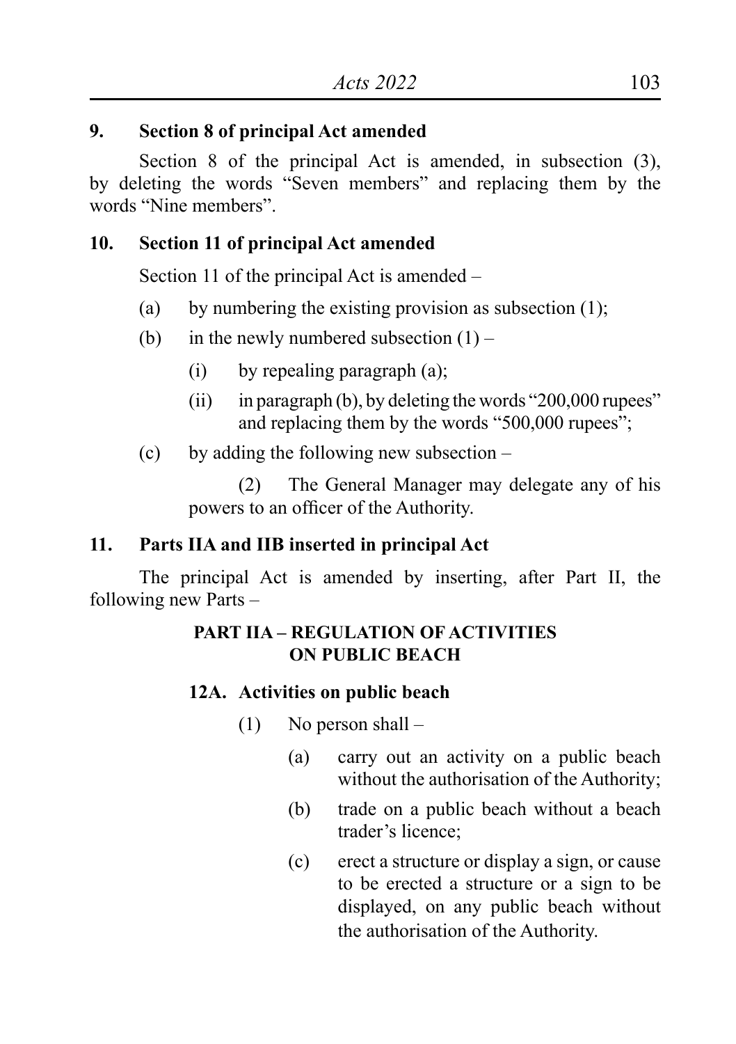**9. Section 8 of principal Act amended**

Section 8 of the principal Act is amended, in subsection (3), by deleting the words "Seven members" and replacing them by the words "Nine members".

**10. Section 11 of principal Act amended**

Section 11 of the principal Act is amended –

(a) by numbering the existing provision as subsection (1);

(b) in the newly numbered subsection (1) –

(i) by repealing paragraph (a);

(ii) in paragraph (b), by deleting the words "200,000 rupees" and replacing them by the words "500,000 rupees";

(c) by adding the following new subsection –

(2) The General Manager may delegate any of his powers to an officer of the Authority.

**11. Parts IIA and IIB inserted in principal Act**

The principal Act is amended by inserting, after Part II, the following new Parts –

**PART IIA – REGULATION OF ACTIVITIES ON PUBLIC BEACH**

**12A. Activities on public beach**

(1) No person shall –

(a) carry out an activity on a public beach without the authorisation of the Authority;

(b) trade on a public beach without a beach trader's licence;

(c) erect a structure or display a sign, or cause to be erected a structure or a sign to be displayed, on any public beach without the authorisation of the Authority.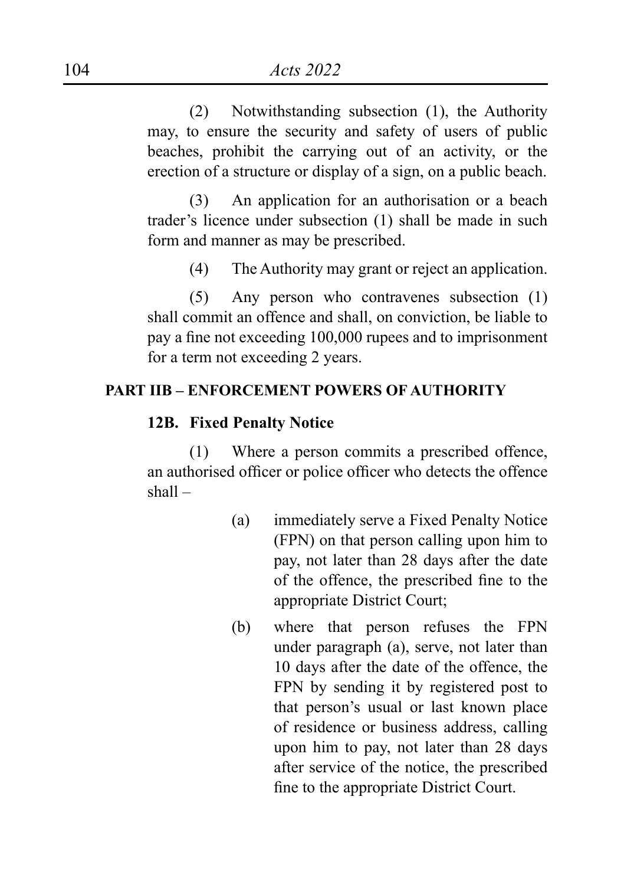(2) Notwithstanding subsection (1), the Authority may, to ensure the security and safety of users of public beaches, prohibit the carrying out of an activity, or the erection of a structure or display of a sign, on a public beach.

(3) An application for an authorisation or a beach trader's licence under subsection (1) shall be made in such form and manner as may be prescribed.

(4) The Authority may grant or reject an application.

(5) Any person who contravenes subsection (1) shall commit an offence and shall, on conviction, be liable to pay a fine not exceeding 100,000 rupees and to imprisonment for a term not exceeding 2 years.

## PART IIB – ENFORCEMENT POWERS OF AUTHORITY

### 12B. Fixed Penalty Notice

(1) Where a person commits a prescribed offence, an authorised officer or police officer who detects the offence shall –

(a) immediately serve a Fixed Penalty Notice (FPN) on that person calling upon him to pay, not later than 28 days after the date of the offence, the prescribed fine to the appropriate District Court;

(b) where that person refuses the FPN under paragraph (a), serve, not later than 10 days after the date of the offence, the FPN by sending it by registered post to that person's usual or last known place of residence or business address, calling upon him to pay, not later than 28 days after service of the notice, the prescribed fine to the appropriate District Court.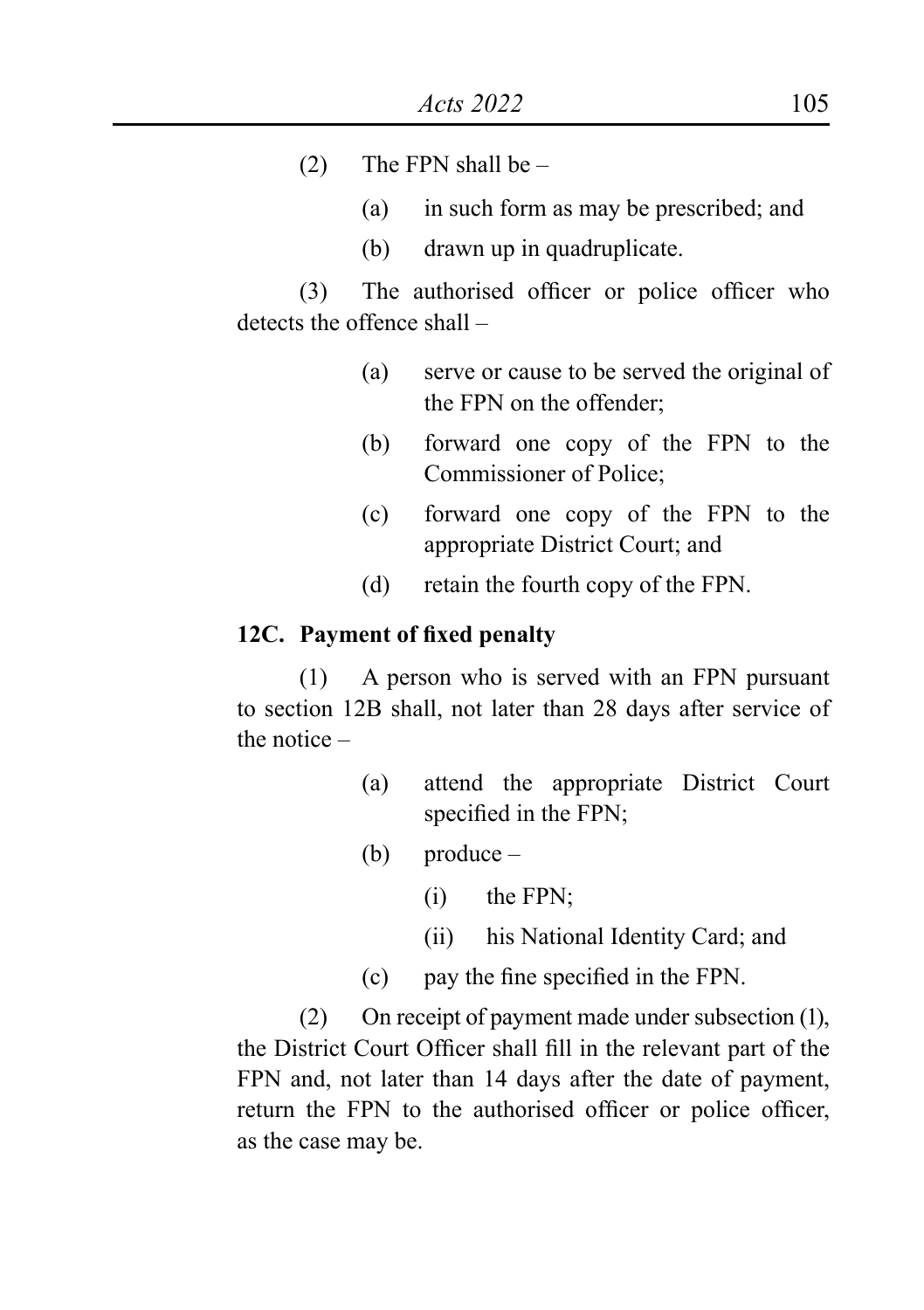(2) The FPN shall be –

  (a) in such form as may be prescribed; and

  (b) drawn up in quadruplicate.

(3) The authorised officer or police officer who detects the offence shall –

  (a) serve or cause to be served the original of the FPN on the offender;

  (b) forward one copy of the FPN to the Commissioner of Police;

  (c) forward one copy of the FPN to the appropriate District Court; and

  (d) retain the fourth copy of the FPN.

**12C. Payment of fixed penalty**

(1) A person who is served with an FPN pursuant to section 12B shall, not later than 28 days after service of the notice –

  (a) attend the appropriate District Court specified in the FPN;

  (b) produce –

    (i) the FPN;

    (ii) his National Identity Card; and

  (c) pay the fine specified in the FPN.

(2) On receipt of payment made under subsection (1), the District Court Officer shall fill in the relevant part of the FPN and, not later than 14 days after the date of payment, return the FPN to the authorised officer or police officer, as the case may be.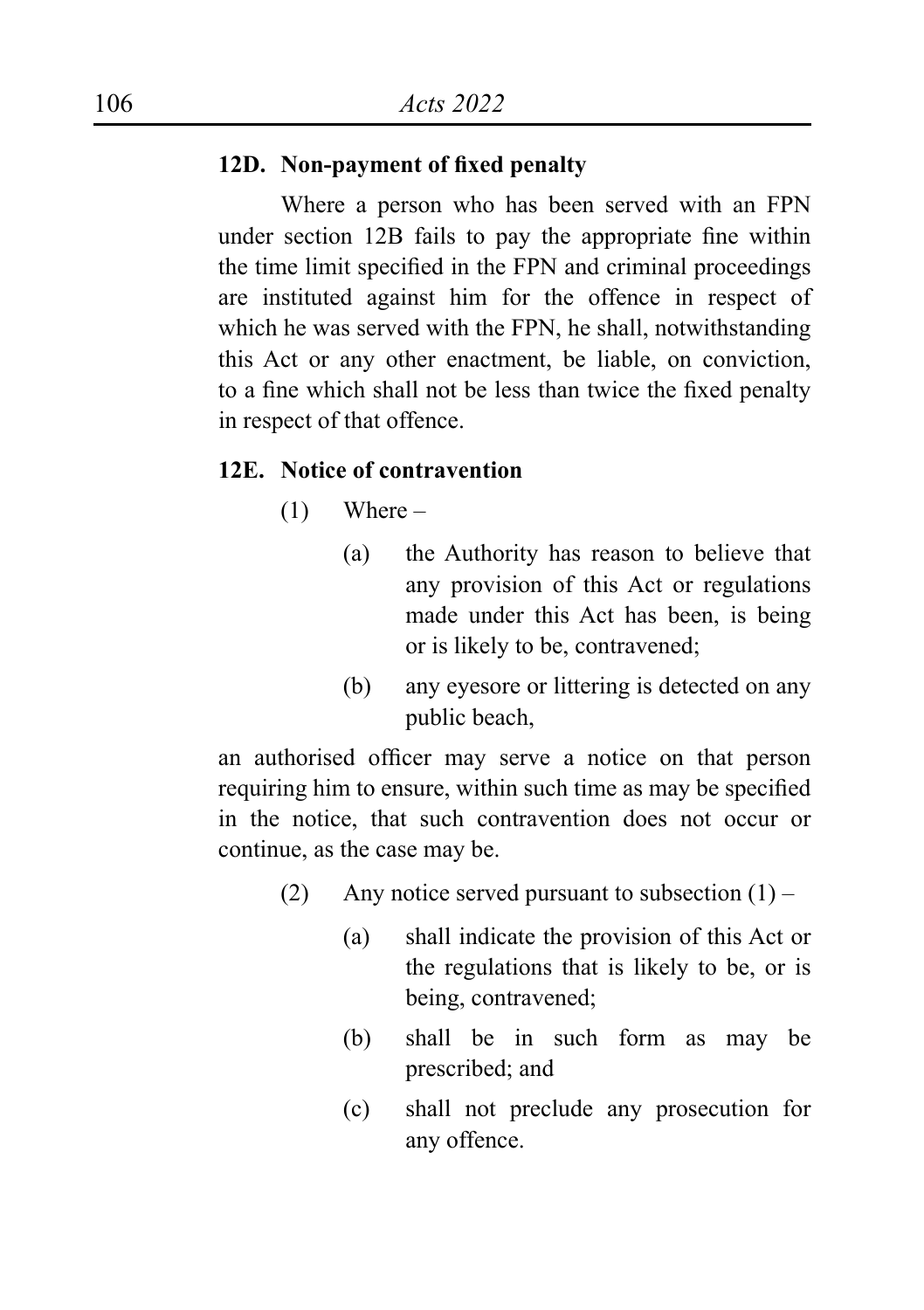**12D. Non-payment of fixed penalty**

Where a person who has been served with an FPN under section 12B fails to pay the appropriate fine within the time limit specified in the FPN and criminal proceedings are instituted against him for the offence in respect of which he was served with the FPN, he shall, notwithstanding this Act or any other enactment, be liable, on conviction, to a fine which shall not be less than twice the fixed penalty in respect of that offence.

**12E. Notice of contravention**

(1) Where –

(a) the Authority has reason to believe that any provision of this Act or regulations made under this Act has been, is being or is likely to be, contravened;

(b) any eyesore or littering is detected on any public beach,

an authorised officer may serve a notice on that person requiring him to ensure, within such time as may be specified in the notice, that such contravention does not occur or continue, as the case may be.

(2) Any notice served pursuant to subsection (1) –

(a) shall indicate the provision of this Act or the regulations that is likely to be, or is being, contravened;

(b) shall be in such form as may be prescribed; and

(c) shall not preclude any prosecution for any offence.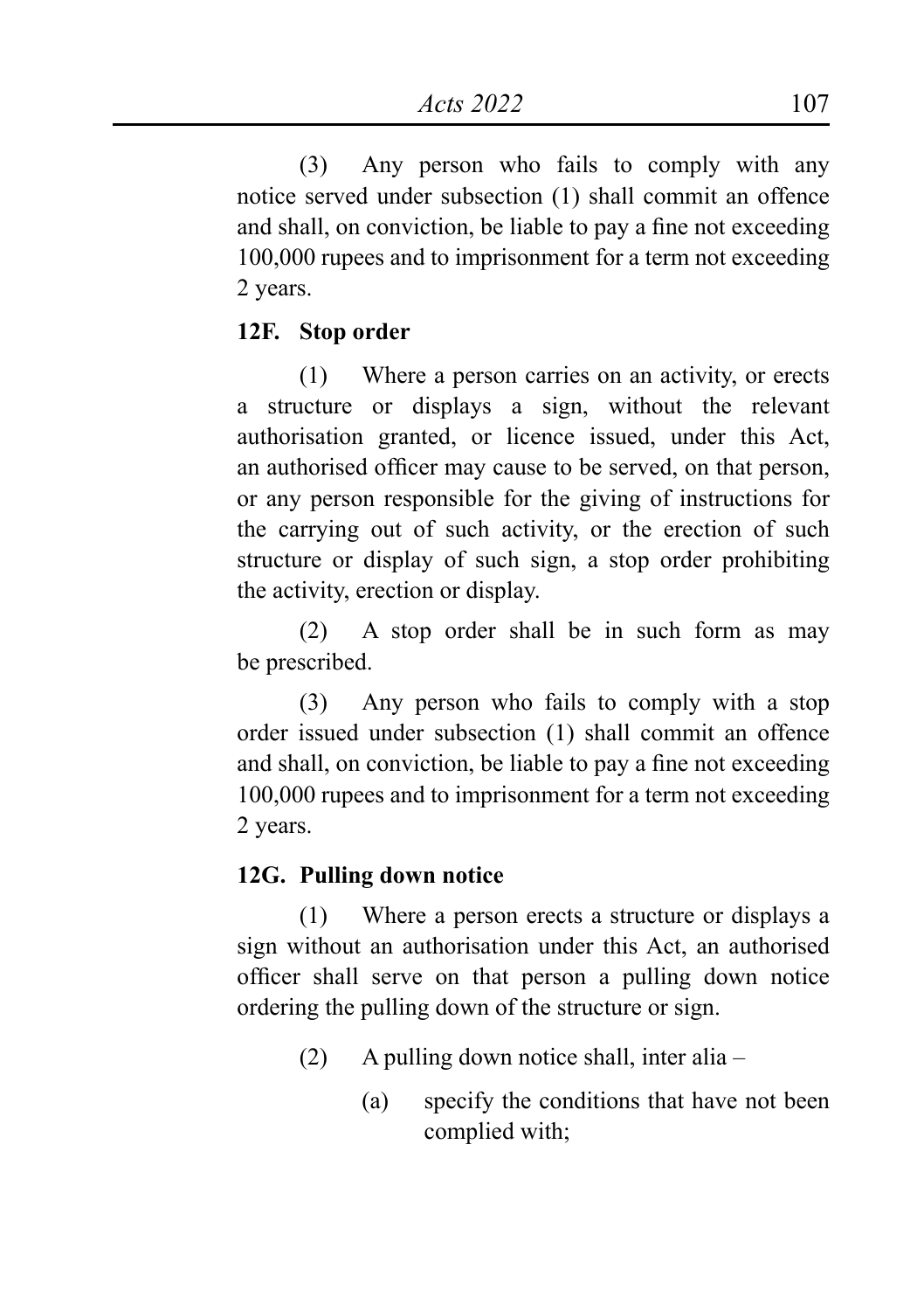(3) Any person who fails to comply with any notice served under subsection (1) shall commit an offence and shall, on conviction, be liable to pay a fine not exceeding 100,000 rupees and to imprisonment for a term not exceeding 2 years.

**12F. Stop order**

(1) Where a person carries on an activity, or erects a structure or displays a sign, without the relevant authorisation granted, or licence issued, under this Act, an authorised officer may cause to be served, on that person, or any person responsible for the giving of instructions for the carrying out of such activity, or the erection of such structure or display of such sign, a stop order prohibiting the activity, erection or display.

(2) A stop order shall be in such form as may be prescribed.

(3) Any person who fails to comply with a stop order issued under subsection (1) shall commit an offence and shall, on conviction, be liable to pay a fine not exceeding 100,000 rupees and to imprisonment for a term not exceeding 2 years.

**12G. Pulling down notice**

(1) Where a person erects a structure or displays a sign without an authorisation under this Act, an authorised officer shall serve on that person a pulling down notice ordering the pulling down of the structure or sign.

(2) A pulling down notice shall, inter alia –

(a) specify the conditions that have not been complied with;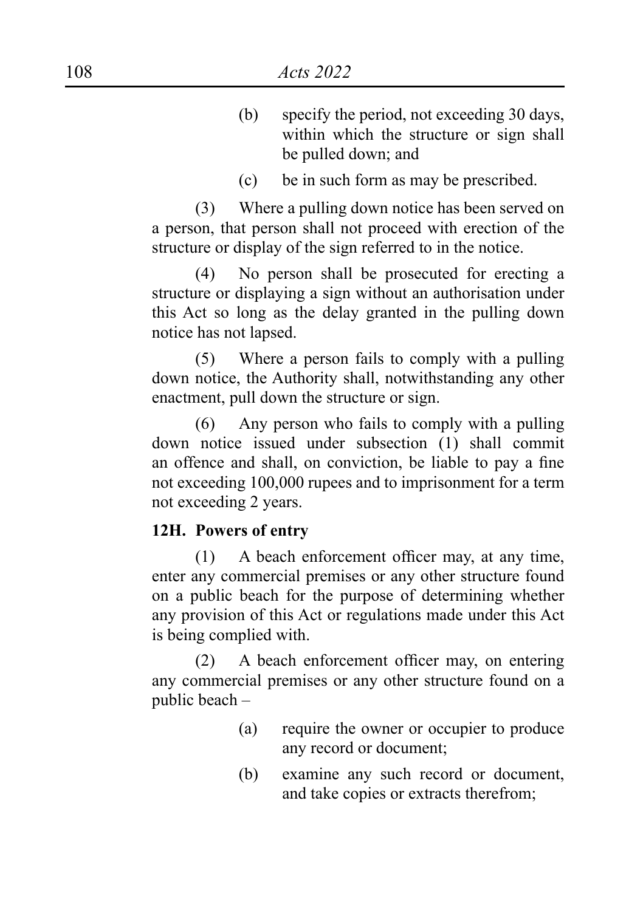(b) specify the period, not exceeding 30 days, within which the structure or sign shall be pulled down; and

(c) be in such form as may be prescribed.

(3) Where a pulling down notice has been served on a person, that person shall not proceed with erection of the structure or display of the sign referred to in the notice.

(4) No person shall be prosecuted for erecting a structure or displaying a sign without an authorisation under this Act so long as the delay granted in the pulling down notice has not lapsed.

(5) Where a person fails to comply with a pulling down notice, the Authority shall, notwithstanding any other enactment, pull down the structure or sign.

(6) Any person who fails to comply with a pulling down notice issued under subsection (1) shall commit an offence and shall, on conviction, be liable to pay a fine not exceeding 100,000 rupees and to imprisonment for a term not exceeding 2 years.

**12H. Powers of entry**

(1) A beach enforcement officer may, at any time, enter any commercial premises or any other structure found on a public beach for the purpose of determining whether any provision of this Act or regulations made under this Act is being complied with.

(2) A beach enforcement officer may, on entering any commercial premises or any other structure found on a public beach –

(a) require the owner or occupier to produce any record or document;

(b) examine any such record or document, and take copies or extracts therefrom;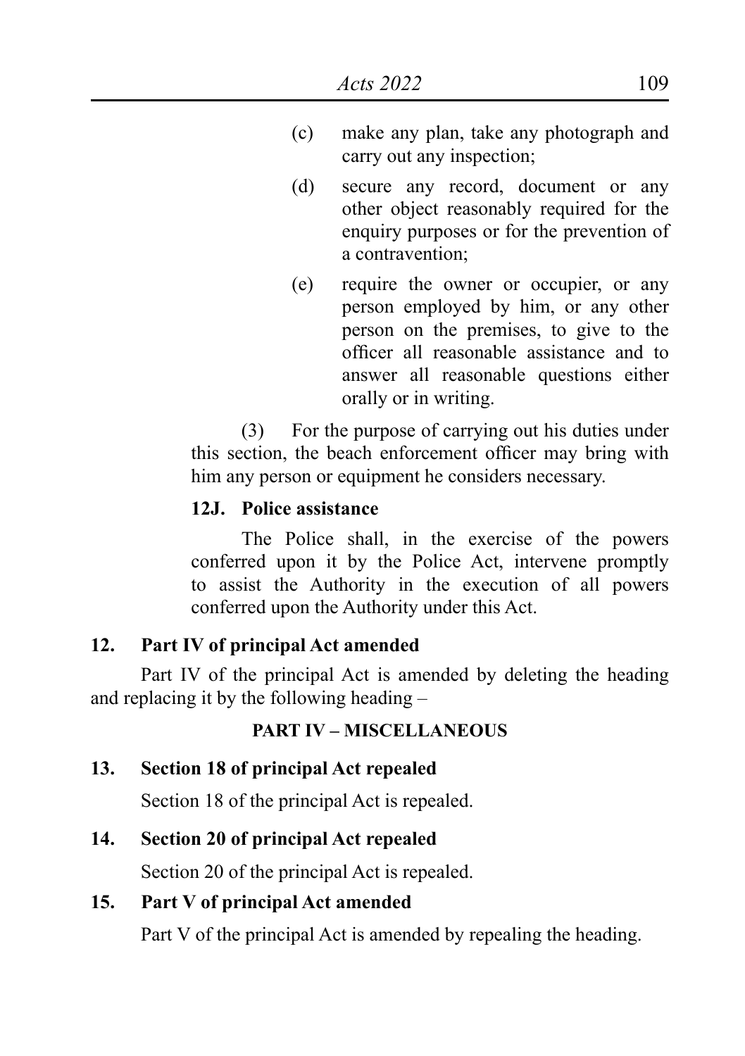(c) make any plan, take any photograph and carry out any inspection;

(d) secure any record, document or any other object reasonably required for the enquiry purposes or for the prevention of a contravention;

(e) require the owner or occupier, or any person employed by him, or any other person on the premises, to give to the officer all reasonable assistance and to answer all reasonable questions either orally or in writing.

(3) For the purpose of carrying out his duties under this section, the beach enforcement officer may bring with him any person or equipment he considers necessary.

**12J. Police assistance**

The Police shall, in the exercise of the powers conferred upon it by the Police Act, intervene promptly to assist the Authority in the execution of all powers conferred upon the Authority under this Act.

**12. Part IV of principal Act amended**

Part IV of the principal Act is amended by deleting the heading and replacing it by the following heading –

**PART IV – MISCELLANEOUS**

**13. Section 18 of principal Act repealed**

Section 18 of the principal Act is repealed.

**14. Section 20 of principal Act repealed**

Section 20 of the principal Act is repealed.

**15. Part V of principal Act amended**

Part V of the principal Act is amended by repealing the heading.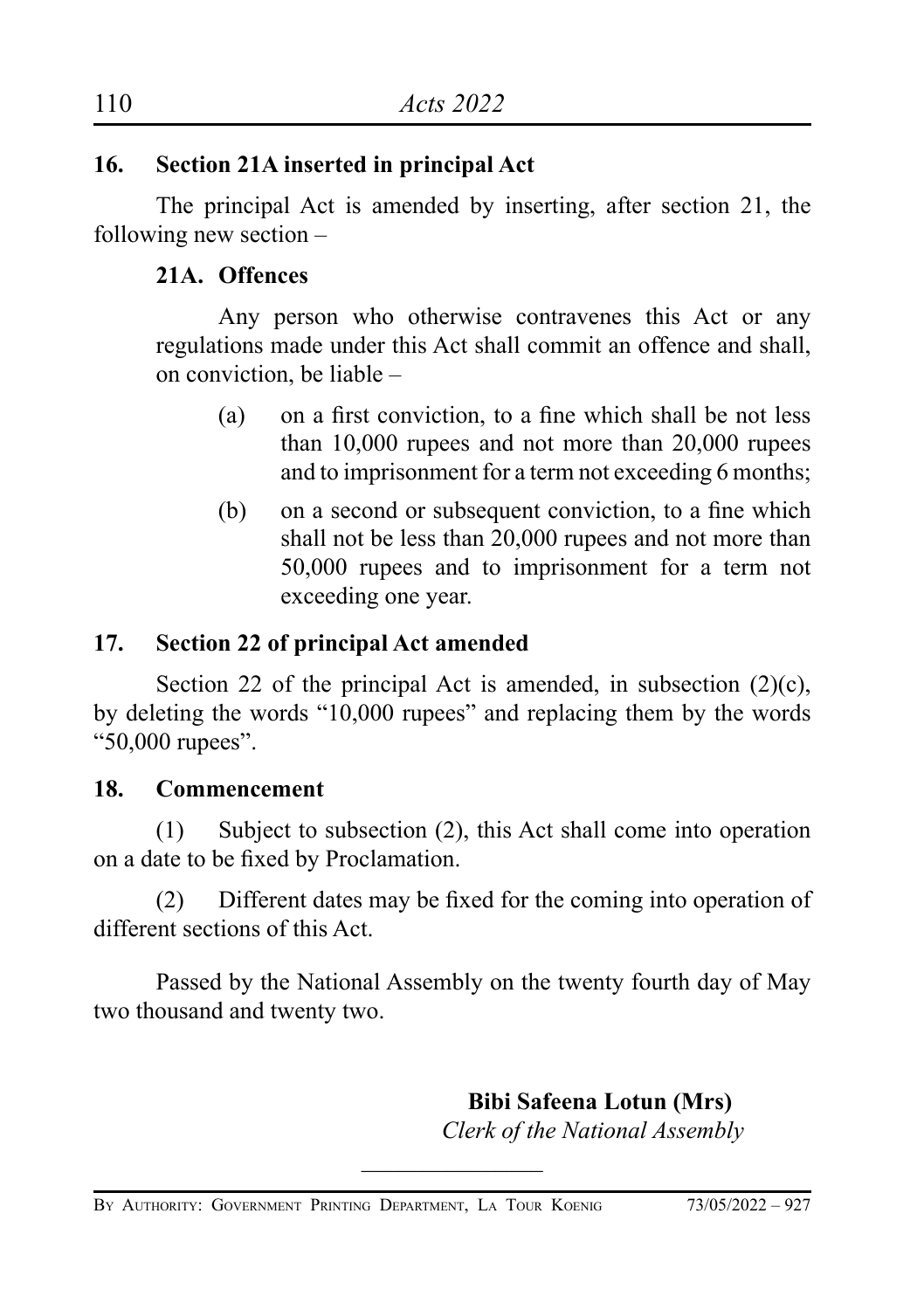### 16. Section 21A inserted in principal Act

The principal Act is amended by inserting, after section 21, the following new section –

**21A. Offences**

Any person who otherwise contravenes this Act or any regulations made under this Act shall commit an offence and shall, on conviction, be liable –

(a) on a first conviction, to a fine which shall be not less than 10,000 rupees and not more than 20,000 rupees and to imprisonment for a term not exceeding 6 months;

(b) on a second or subsequent conviction, to a fine which shall not be less than 20,000 rupees and not more than 50,000 rupees and to imprisonment for a term not exceeding one year.

### 17. Section 22 of principal Act amended

Section 22 of the principal Act is amended, in subsection (2)(c), by deleting the words "10,000 rupees" and replacing them by the words "50,000 rupees".

### 18. Commencement

(1) Subject to subsection (2), this Act shall come into operation on a date to be fixed by Proclamation.

(2) Different dates may be fixed for the coming into operation of different sections of this Act.

Passed by the National Assembly on the twenty fourth day of May two thousand and twenty two.

**Bibi Safeena Lotun (Mrs)**
*Clerk of the National Assembly*

---

By Authority: Government Printing Department, La Tour Koenig 73/05/2022 – 927